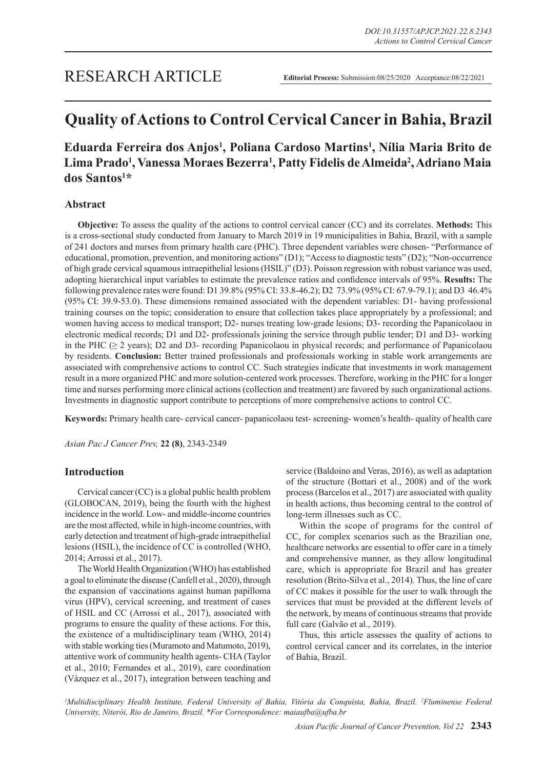RESEARCH ARTICLE

**Editorial Process:** Submission:08/25/2020 Acceptance:08/22/2021

# Quality of Actions to Control Cervical Cancer in Bahia, Brazil

**Eduarda Ferreira dos Anjos[1], Poliana Cardoso Martins[1], Nília Maria Brito de Lima Prado[1], Vanessa Moraes Bezerra[1], Patty Fidelis de Almeida[2], Adriano Maia dos Santos[1]***

## Abstract

**Objective:** To assess the quality of the actions to control cervical cancer (CC) and its correlates. **Methods:** This is a cross-sectional study conducted from January to March 2019 in 19 municipalities in Bahia, Brazil, with a sample of 241 doctors and nurses from primary health care (PHC). Three dependent variables were chosen- "Performance of educational, promotion, prevention, and monitoring actions" (D1); "Access to diagnostic tests" (D2); "Non-occurrence of high grade cervical squamous intraepithelial lesions (HSIL)" (D3). Poisson regression with robust variance was used, adopting hierarchical input variables to estimate the prevalence ratios and confidence intervals of 95%. **Results:** The following prevalence rates were found: D1 39.8% (95% CI: 33.8-46.2); D2 73.9% (95% CI: 67.9-79.1); and D3 46.4% (95% CI: 39.9-53.0). These dimensions remained associated with the dependent variables: D1- having professional training courses on the topic; consideration to ensure that collection takes place appropriately by a professional; and women having access to medical transport; D2- nurses treating low-grade lesions; D3- recording the Papanicolaou in electronic medical records; D1 and D2- professionals joining the service through public tender; D1 and D3- working in the PHC ($\geq$ 2 years); D2 and D3- recording Papanicolaou in physical records; and performance of Papanicolaou by residents. **Conclusion:** Better trained professionals and professionals working in stable work arrangements are associated with comprehensive actions to control CC. Such strategies indicate that investments in work management result in a more organized PHC and more solution-centered work processes. Therefore, working in the PHC for a longer time and nurses performing more clinical actions (collection and treatment) are favored by such organizational actions. Investments in diagnostic support contribute to perceptions of more comprehensive actions to control CC.

**Keywords:** Primary health care- cervical cancer- papanicolaou test- screening- women's health- quality of health care

*Asian Pac J Cancer Prev,* **22 (8)**, 2343-2349

## Introduction

Cervical cancer (CC) is a global public health problem (GLOBOCAN, 2019), being the fourth with the highest incidence in the world. Low- and middle-income countries are the most affected, while in high-income countries, with early detection and treatment of high-grade intraepithelial lesions (HSIL), the incidence of CC is controlled (WHO, 2014; Arrossi et al., 2017).

The World Health Organization (WHO) has established a goal to eliminate the disease (Canfell et al., 2020), through the expansion of vaccinations against human papilloma virus (HPV), cervical screening, and treatment of cases of HSIL and CC (Arrossi et al., 2017), associated with programs to ensure the quality of these actions. For this, the existence of a multidisciplinary team (WHO, 2014) with stable working ties (Muramoto and Matumoto, 2019), attentive work of community health agents- CHA (Taylor et al., 2010; Fernandes et al., 2019), care coordination (Vázquez et al., 2017), integration between teaching and service (Baldoino and Veras, 2016), as well as adaptation of the structure (Bottari et al., 2008) and of the work process (Barcelos et al., 2017) are associated with quality in health actions, thus becoming central to the control of long-term illnesses such as CC.

Within the scope of programs for the control of CC, for complex scenarios such as the Brazilian one, healthcare networks are essential to offer care in a timely and comprehensive manner, as they allow longitudinal care, which is appropriate for Brazil and has greater resolution (Brito-Silva et al., 2014). Thus, the line of care of CC makes it possible for the user to walk through the services that must be provided at the different levels of the network, by means of continuous streams that provide full care (Galvão et al., 2019).

Thus, this article assesses the quality of actions to control cervical cancer and its correlates, in the interior of Bahia, Brazil.

*[1]Multidisciplinary Health Institute, Federal University of Bahia, Vitória da Conquista, Bahia, Brazil. [2]Fluminense Federal University, Niterói, Rio de Janeiro, Brazil. *For Correspondence: maiaufba@ufba.br*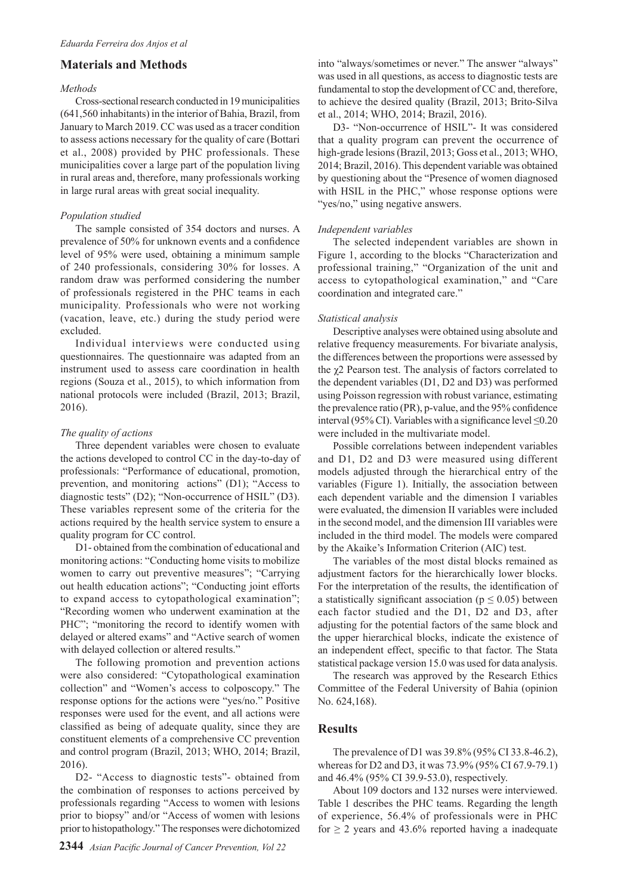## Materials and Methods

### *Methods*

Cross-sectional research conducted in 19 municipalities (641,560 inhabitants) in the interior of Bahia, Brazil, from January to March 2019. CC was used as a tracer condition to assess actions necessary for the quality of care (Bottari et al., 2008) provided by PHC professionals. These municipalities cover a large part of the population living in rural areas and, therefore, many professionals working in large rural areas with great social inequality.

### *Population studied*

The sample consisted of 354 doctors and nurses. A prevalence of 50% for unknown events and a confidence level of 95% were used, obtaining a minimum sample of 240 professionals, considering 30% for losses. A random draw was performed considering the number of professionals registered in the PHC teams in each municipality. Professionals who were not working (vacation, leave, etc.) during the study period were excluded.

Individual interviews were conducted using questionnaires. The questionnaire was adapted from an instrument used to assess care coordination in health regions (Souza et al., 2015), to which information from national protocols were included (Brazil, 2013; Brazil, 2016).

### *The quality of actions*

Three dependent variables were chosen to evaluate the actions developed to control CC in the day-to-day of professionals: "Performance of educational, promotion, prevention, and monitoring actions" (D1); "Access to diagnostic tests" (D2); "Non-occurrence of HSIL" (D3). These variables represent some of the criteria for the actions required by the health service system to ensure a quality program for CC control.

D1- obtained from the combination of educational and monitoring actions: "Conducting home visits to mobilize women to carry out preventive measures"; "Carrying out health education actions"; "Conducting joint efforts to expand access to cytopathological examination"; "Recording women who underwent examination at the PHC"; "monitoring the record to identify women with delayed or altered exams" and "Active search of women with delayed collection or altered results."

The following promotion and prevention actions were also considered: "Cytopathological examination collection" and "Women's access to colposcopy." The response options for the actions were "yes/no." Positive responses were used for the event, and all actions were classified as being of adequate quality, since they are constituent elements of a comprehensive CC prevention and control program (Brazil, 2013; WHO, 2014; Brazil, 2016).

D2- "Access to diagnostic tests"- obtained from the combination of responses to actions perceived by professionals regarding "Access to women with lesions prior to biopsy" and/or "Access of women with lesions prior to histopathology." The responses were dichotomized into "always/sometimes or never." The answer "always" was used in all questions, as access to diagnostic tests are fundamental to stop the development of CC and, therefore, to achieve the desired quality (Brazil, 2013; Brito-Silva et al., 2014; WHO, 2014; Brazil, 2016).

D3- "Non-occurrence of HSIL"- It was considered that a quality program can prevent the occurrence of high-grade lesions (Brazil, 2013; Goss et al., 2013; WHO, 2014; Brazil, 2016). This dependent variable was obtained by questioning about the "Presence of women diagnosed with HSIL in the PHC," whose response options were "yes/no," using negative answers.

### *Independent variables*

The selected independent variables are shown in Figure 1, according to the blocks "Characterization and professional training," "Organization of the unit and access to cytopathological examination," and "Care coordination and integrated care."

### *Statistical analysis*

Descriptive analyses were obtained using absolute and relative frequency measurements. For bivariate analysis, the differences between the proportions were assessed by the $\chi^2$ Pearson test. The analysis of factors correlated to the dependent variables (D1, D2 and D3) was performed using Poisson regression with robust variance, estimating the prevalence ratio (PR), p-value, and the 95% confidence interval (95% CI). Variables with a significance level $\leq 0.20$ were included in the multivariate model.

Possible correlations between independent variables and D1, D2 and D3 were measured using different models adjusted through the hierarchical entry of the variables (Figure 1). Initially, the association between each dependent variable and the dimension I variables were evaluated, the dimension II variables were included in the second model, and the dimension III variables were included in the third model. The models were compared by the Akaike's Information Criterion (AIC) test.

The variables of the most distal blocks remained as adjustment factors for the hierarchically lower blocks. For the interpretation of the results, the identification of a statistically significant association ($p \leq 0.05$) between each factor studied and the D1, D2 and D3, after adjusting for the potential factors of the same block and the upper hierarchical blocks, indicate the existence of an independent effect, specific to that factor. The Stata statistical package version 15.0 was used for data analysis.

The research was approved by the Research Ethics Committee of the Federal University of Bahia (opinion No. 624,168).

## Results

The prevalence of D1 was 39.8% (95% CI 33.8-46.2), whereas for D2 and D3, it was 73.9% (95% CI 67.9-79.1) and 46.4% (95% CI 39.9-53.0), respectively.

About 109 doctors and 132 nurses were interviewed. Table 1 describes the PHC teams. Regarding the length of experience, 56.4% of professionals were in PHC for $\geq 2$ years and 43.6% reported having a inadequate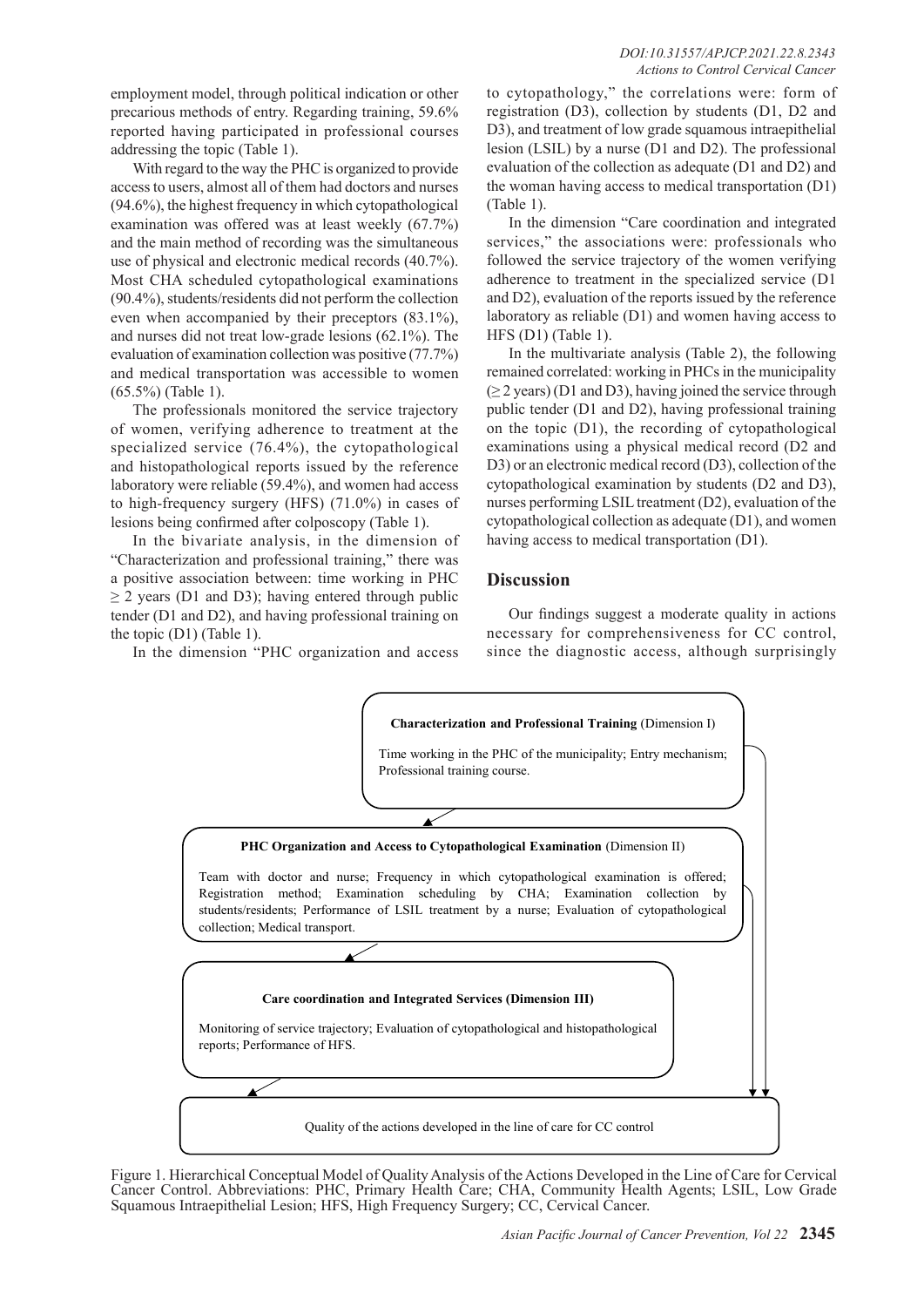employment model, through political indication or other precarious methods of entry. Regarding training, 59.6% reported having participated in professional courses addressing the topic (Table 1).

With regard to the way the PHC is organized to provide access to users, almost all of them had doctors and nurses (94.6%), the highest frequency in which cytopathological examination was offered was at least weekly (67.7%) and the main method of recording was the simultaneous use of physical and electronic medical records (40.7%). Most CHA scheduled cytopathological examinations (90.4%), students/residents did not perform the collection even when accompanied by their preceptors (83.1%), and nurses did not treat low-grade lesions (62.1%). The evaluation of examination collection was positive (77.7%) and medical transportation was accessible to women (65.5%) (Table 1).

The professionals monitored the service trajectory of women, verifying adherence to treatment at the specialized service (76.4%), the cytopathological and histopathological reports issued by the reference laboratory were reliable (59.4%), and women had access to high-frequency surgery (HFS) (71.0%) in cases of lesions being confirmed after colposcopy (Table 1).

In the bivariate analysis, in the dimension of "Characterization and professional training," there was a positive association between: time working in PHC ≥ 2 years (D1 and D3); having entered through public tender (D1 and D2), and having professional training on the topic (D1) (Table 1).

In the dimension "PHC organization and access to cytopathology," the correlations were: form of registration (D3), collection by students (D1, D2 and D3), and treatment of low grade squamous intraepithelial lesion (LSIL) by a nurse (D1 and D2). The professional evaluation of the collection as adequate (D1 and D2) and the woman having access to medical transportation (D1) (Table 1).

In the dimension "Care coordination and integrated services," the associations were: professionals who followed the service trajectory of the women verifying adherence to treatment in the specialized service (D1 and D2), evaluation of the reports issued by the reference laboratory as reliable (D1) and women having access to HFS (D1) (Table 1).

In the multivariate analysis (Table 2), the following remained correlated: working in PHCs in the municipality (≥ 2 years) (D1 and D3), having joined the service through public tender (D1 and D2), having professional training on the topic (D1), the recording of cytopathological examinations using a physical medical record (D2 and D3) or an electronic medical record (D3), collection of the cytopathological examination by students (D2 and D3), nurses performing LSIL treatment (D2), evaluation of the cytopathological collection as adequate (D1), and women having access to medical transportation (D1).

## Discussion

Our findings suggest a moderate quality in actions necessary for comprehensiveness for CC control, since the diagnostic access, although surprisingly

**Characterization and Professional Training** (Dimension I)

Time working in the PHC of the municipality; Entry mechanism; Professional training course.

**PHC Organization and Access to Cytopathological Examination** (Dimension II)

Team with doctor and nurse; Frequency in which cytopathological examination is offered; Registration method; Examination scheduling by CHA; Examination collection by students/residents; Performance of LSIL treatment by a nurse; Evaluation of cytopathological collection; Medical transport.

**Care coordination and Integrated Services (Dimension III)**

Monitoring of service trajectory; Evaluation of cytopathological and histopathological reports; Performance of HFS.

Quality of the actions developed in the line of care for CC control

Figure 1. Hierarchical Conceptual Model of Quality Analysis of the Actions Developed in the Line of Care for Cervical Cancer Control. Abbreviations: PHC, Primary Health Care; CHA, Community Health Agents; LSIL, Low Grade Squamous Intraepithelial Lesion; HFS, High Frequency Surgery; CC, Cervical Cancer.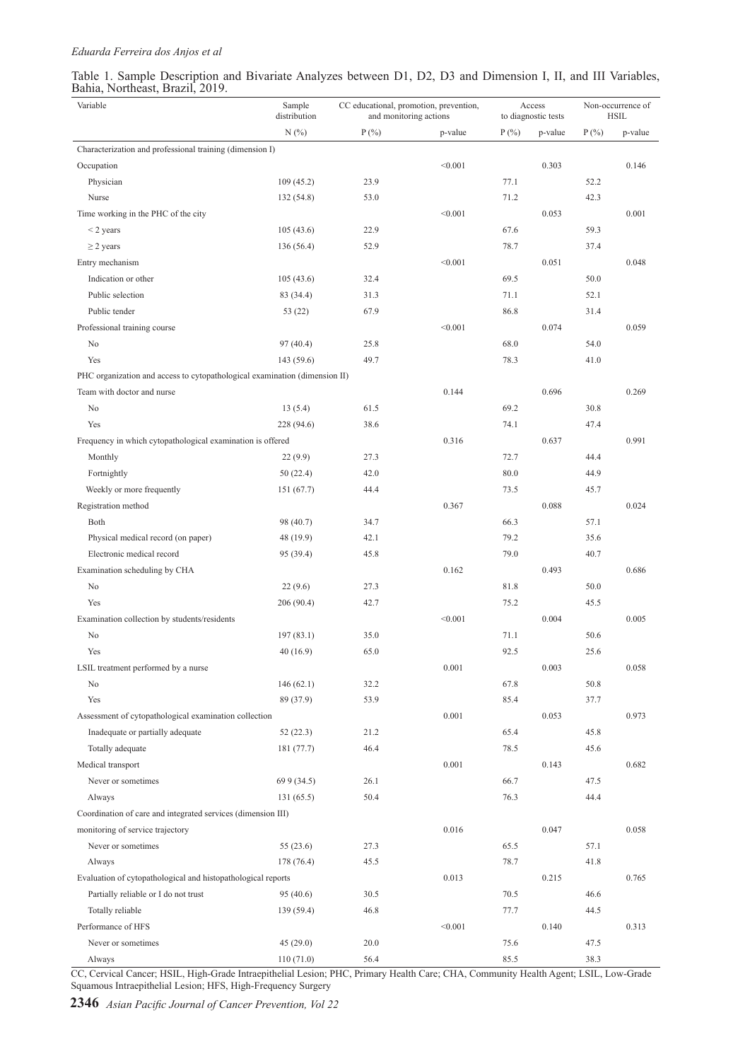Table 1. Sample Description and Bivariate Analyzes between D1, D2, D3 and Dimension I, II, and III Variables, Bahia, Northeast, Brazil, 2019.

| Variable | Sample distribution | CC educational, promotion, prevention, and monitoring actions | | Access to diagnostic tests | | Non-occurrence of HSIL | |
|---|---|---|---|---|---|---|---|
| | N (%) | P (%) | p-value | P (%) | p-value | P (%) | p-value |
| Characterization and professional training (dimension I) | | | | | | | |
| Occupation | | | <0.001 | | 0.303 | | 0.146 |
| Physician | 109 (45.2) | 23.9 | | 77.1 | | 52.2 | |
| Nurse | 132 (54.8) | 53.0 | | 71.2 | | 42.3 | |
| Time working in the PHC of the city | | | <0.001 | | 0.053 | | 0.001 |
| < 2 years | 105 (43.6) | 22.9 | | 67.6 | | 59.3 | |
| ≥ 2 years | 136 (56.4) | 52.9 | | 78.7 | | 37.4 | |
| Entry mechanism | | | <0.001 | | 0.051 | | 0.048 |
| Indication or other | 105 (43.6) | 32.4 | | 69.5 | | 50.0 | |
| Public selection | 83 (34.4) | 31.3 | | 71.1 | | 52.1 | |
| Public tender | 53 (22) | 67.9 | | 86.8 | | 31.4 | |
| Professional training course | | | <0.001 | | 0.074 | | 0.059 |
| No | 97 (40.4) | 25.8 | | 68.0 | | 54.0 | |
| Yes | 143 (59.6) | 49.7 | | 78.3 | | 41.0 | |
| PHC organization and access to cytopathological examination (dimension II) | | | | | | | |
| Team with doctor and nurse | | | 0.144 | | 0.696 | | 0.269 |
| No | 13 (5.4) | 61.5 | | 69.2 | | 30.8 | |
| Yes | 228 (94.6) | 38.6 | | 74.1 | | 47.4 | |
| Frequency in which cytopathological examination is offered | | | 0.316 | | 0.637 | | 0.991 |
| Monthly | 22 (9.9) | 27.3 | | 72.7 | | 44.4 | |
| Fortnightly | 50 (22.4) | 42.0 | | 80.0 | | 44.9 | |
| Weekly or more frequently | 151 (67.7) | 44.4 | | 73.5 | | 45.7 | |
| Registration method | | | 0.367 | | 0.088 | | 0.024 |
| Both | 98 (40.7) | 34.7 | | 66.3 | | 57.1 | |
| Physical medical record (on paper) | 48 (19.9) | 42.1 | | 79.2 | | 35.6 | |
| Electronic medical record | 95 (39.4) | 45.8 | | 79.0 | | 40.7 | |
| Examination scheduling by CHA | | | 0.162 | | 0.493 | | 0.686 |
| No | 22 (9.6) | 27.3 | | 81.8 | | 50.0 | |
| Yes | 206 (90.4) | 42.7 | | 75.2 | | 45.5 | |
| Examination collection by students/residents | | | <0.001 | | 0.004 | | 0.005 |
| No | 197 (83.1) | 35.0 | | 71.1 | | 50.6 | |
| Yes | 40 (16.9) | 65.0 | | 92.5 | | 25.6 | |
| LSIL treatment performed by a nurse | | | 0.001 | | 0.003 | | 0.058 |
| No | 146 (62.1) | 32.2 | | 67.8 | | 50.8 | |
| Yes | 89 (37.9) | 53.9 | | 85.4 | | 37.7 | |
| Assessment of cytopathological examination collection | | | 0.001 | | 0.053 | | 0.973 |
| Inadequate or partially adequate | 52 (22.3) | 21.2 | | 65.4 | | 45.8 | |
| Totally adequate | 181 (77.7) | 46.4 | | 78.5 | | 45.6 | |
| Medical transport | | | 0.001 | | 0.143 | | 0.682 |
| Never or sometimes | 69 9 (34.5) | 26.1 | | 66.7 | | 47.5 | |
| Always | 131 (65.5) | 50.4 | | 76.3 | | 44.4 | |
| Coordination of care and integrated services (dimension III) | | | | | | | |
| monitoring of service trajectory | | | 0.016 | | 0.047 | | 0.058 |
| Never or sometimes | 55 (23.6) | 27.3 | | 65.5 | | 57.1 | |
| Always | 178 (76.4) | 45.5 | | 78.7 | | 41.8 | |
| Evaluation of cytopathological and histopathological reports | | | 0.013 | | 0.215 | | 0.765 |
| Partially reliable or I do not trust | 95 (40.6) | 30.5 | | 70.5 | | 46.6 | |
| Totally reliable | 139 (59.4) | 46.8 | | 77.7 | | 44.5 | |
| Performance of HFS | | | <0.001 | | 0.140 | | 0.313 |
| Never or sometimes | 45 (29.0) | 20.0 | | 75.6 | | 47.5 | |
| Always | 110 (71.0) | 56.4 | | 85.5 | | 38.3 | |

CC, Cervical Cancer; HSIL, High-Grade Intraepithelial Lesion; PHC, Primary Health Care; CHA, Community Health Agent; LSIL, Low-Grade Squamous Intraepithelial Lesion; HFS, High-Frequency Surgery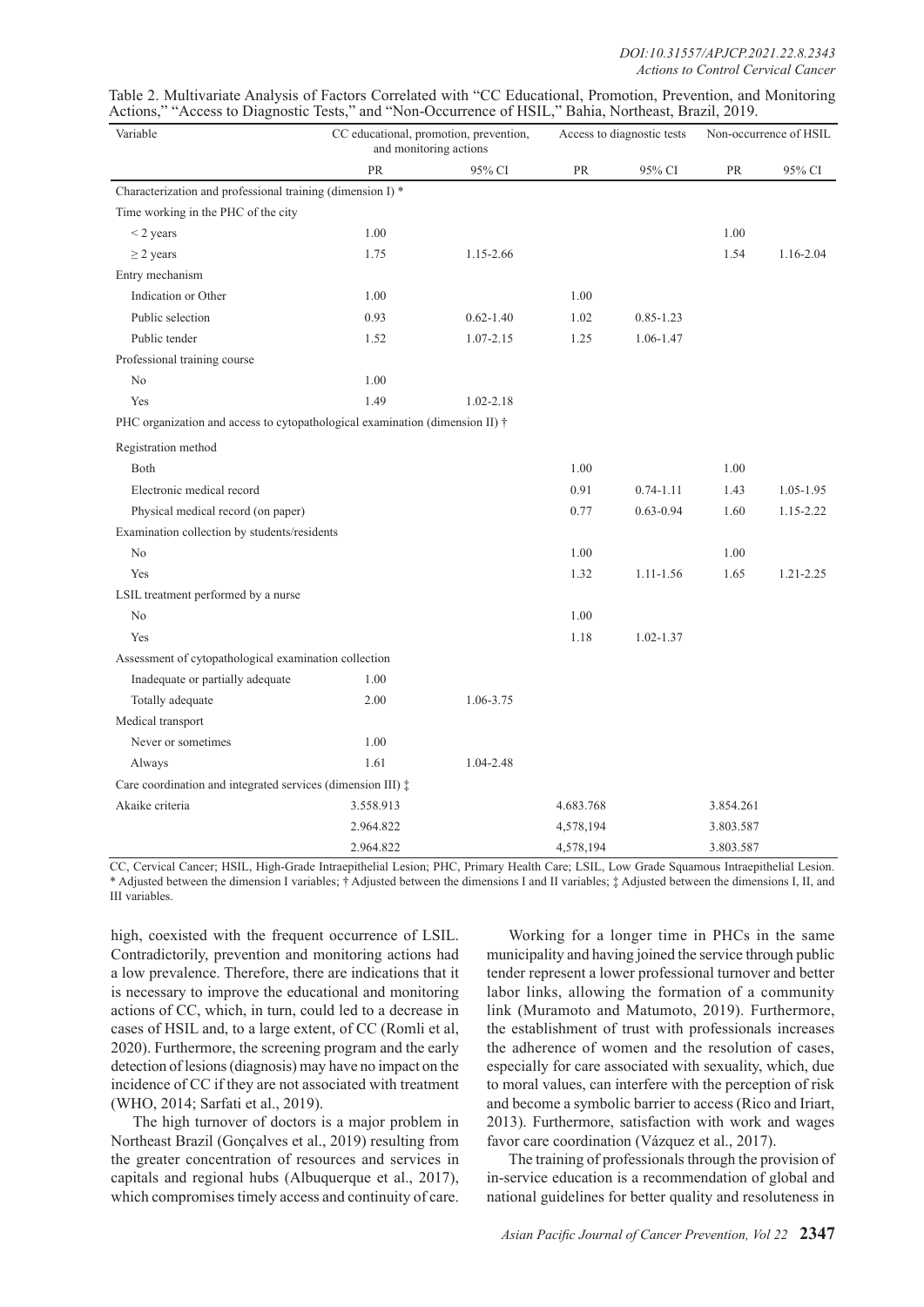Table 2. Multivariate Analysis of Factors Correlated with "CC Educational, Promotion, Prevention, and Monitoring Actions," "Access to Diagnostic Tests," and "Non-Occurrence of HSIL," Bahia, Northeast, Brazil, 2019.

| Variable | CC educational, promotion, prevention, and monitoring actions | | Access to diagnostic tests | | Non-occurrence of HSIL | |
|---|---|---|---|---|---|---|
| | PR | 95% CI | PR | 95% CI | PR | 95% CI |
| Characterization and professional training (dimension I) * | | | | | | |
| Time working in the PHC of the city | | | | | | |
| < 2 years | 1.00 | | | | 1.00 | |
| ≥ 2 years | 1.75 | 1.15-2.66 | | | 1.54 | 1.16-2.04 |
| Entry mechanism | | | | | | |
| Indication or Other | 1.00 | | 1.00 | | | |
| Public selection | 0.93 | 0.62-1.40 | 1.02 | 0.85-1.23 | | |
| Public tender | 1.52 | 1.07-2.15 | 1.25 | 1.06-1.47 | | |
| Professional training course | | | | | | |
| No | 1.00 | | | | | |
| Yes | 1.49 | 1.02-2.18 | | | | |
| PHC organization and access to cytopathological examination (dimension II) † | | | | | | |
| Registration method | | | | | | |
| Both | | | 1.00 | | 1.00 | |
| Electronic medical record | | | 0.91 | 0.74-1.11 | 1.43 | 1.05-1.95 |
| Physical medical record (on paper) | | | 0.77 | 0.63-0.94 | 1.60 | 1.15-2.22 |
| Examination collection by students/residents | | | | | | |
| No | | | 1.00 | | 1.00 | |
| Yes | | | 1.32 | 1.11-1.56 | 1.65 | 1.21-2.25 |
| LSIL treatment performed by a nurse | | | | | | |
| No | | | 1.00 | | | |
| Yes | | | 1.18 | 1.02-1.37 | | |
| Assessment of cytopathological examination collection | | | | | | |
| Inadequate or partially adequate | 1.00 | | | | | |
| Totally adequate | 2.00 | 1.06-3.75 | | | | |
| Medical transport | | | | | | |
| Never or sometimes | 1.00 | | | | | |
| Always | 1.61 | 1.04-2.48 | | | | |
| Care coordination and integrated services (dimension III) ‡ | | | | | | |
| Akaike criteria | 3.558.913 | | 4.683.768 | | 3.854.261 | |
| | 2.964.822 | | 4,578,194 | | 3.803.587 | |
| | 2.964.822 | | 4,578,194 | | 3.803.587 | |

CC, Cervical Cancer; HSIL, High-Grade Intraepithelial Lesion; PHC, Primary Health Care; LSIL, Low Grade Squamous Intraepithelial Lesion. * Adjusted between the dimension I variables; † Adjusted between the dimensions I and II variables; ‡ Adjusted between the dimensions I, II, and III variables.

high, coexisted with the frequent occurrence of LSIL. Contradictorily, prevention and monitoring actions had a low prevalence. Therefore, there are indications that it is necessary to improve the educational and monitoring actions of CC, which, in turn, could led to a decrease in cases of HSIL and, to a large extent, of CC (Romli et al, 2020). Furthermore, the screening program and the early detection of lesions (diagnosis) may have no impact on the incidence of CC if they are not associated with treatment (WHO, 2014; Sarfati et al., 2019).

The high turnover of doctors is a major problem in Northeast Brazil (Gonçalves et al., 2019) resulting from the greater concentration of resources and services in capitals and regional hubs (Albuquerque et al., 2017), which compromises timely access and continuity of care.

Working for a longer time in PHCs in the same municipality and having joined the service through public tender represent a lower professional turnover and better labor links, allowing the formation of a community link (Muramoto and Matumoto, 2019). Furthermore, the establishment of trust with professionals increases the adherence of women and the resolution of cases, especially for care associated with sexuality, which, due to moral values, can interfere with the perception of risk and become a symbolic barrier to access (Rico and Iriart, 2013). Furthermore, satisfaction with work and wages favor care coordination (Vázquez et al., 2017).

The training of professionals through the provision of in-service education is a recommendation of global and national guidelines for better quality and resoluteness in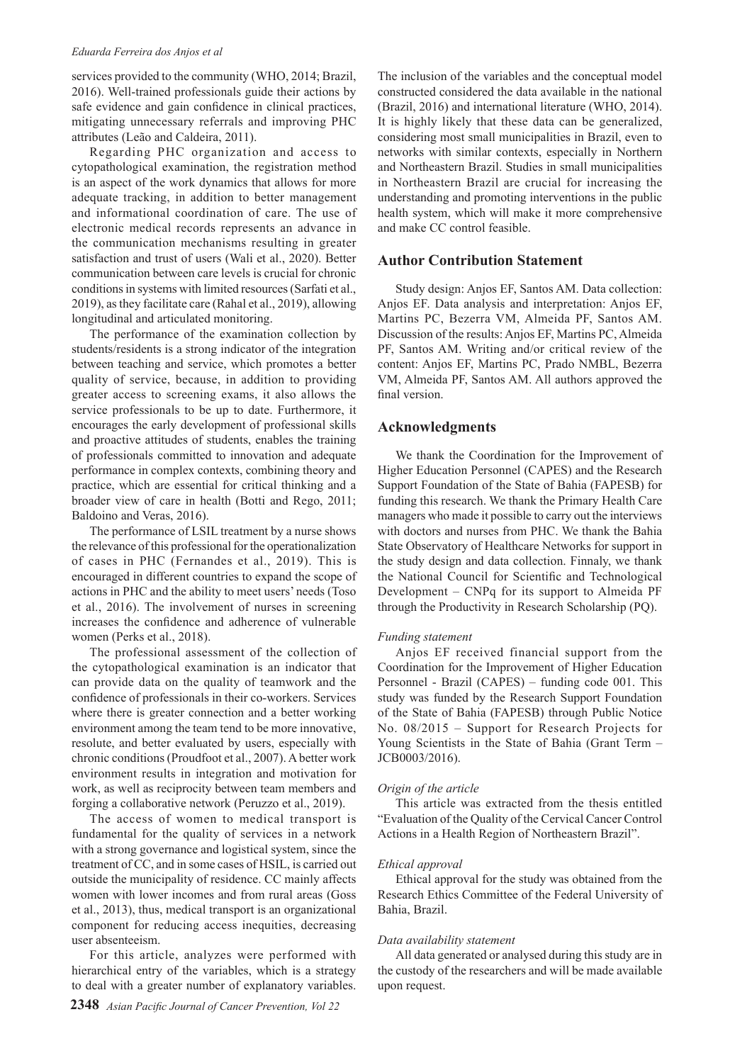services provided to the community (WHO, 2014; Brazil, 2016). Well-trained professionals guide their actions by safe evidence and gain confidence in clinical practices, mitigating unnecessary referrals and improving PHC attributes (Leão and Caldeira, 2011).

Regarding PHC organization and access to cytopathological examination, the registration method is an aspect of the work dynamics that allows for more adequate tracking, in addition to better management and informational coordination of care. The use of electronic medical records represents an advance in the communication mechanisms resulting in greater satisfaction and trust of users (Wali et al., 2020). Better communication between care levels is crucial for chronic conditions in systems with limited resources (Sarfati et al., 2019), as they facilitate care (Rahal et al., 2019), allowing longitudinal and articulated monitoring.

The performance of the examination collection by students/residents is a strong indicator of the integration between teaching and service, which promotes a better quality of service, because, in addition to providing greater access to screening exams, it also allows the service professionals to be up to date. Furthermore, it encourages the early development of professional skills and proactive attitudes of students, enables the training of professionals committed to innovation and adequate performance in complex contexts, combining theory and practice, which are essential for critical thinking and a broader view of care in health (Botti and Rego, 2011; Baldoino and Veras, 2016).

The performance of LSIL treatment by a nurse shows the relevance of this professional for the operationalization of cases in PHC (Fernandes et al., 2019). This is encouraged in different countries to expand the scope of actions in PHC and the ability to meet users' needs (Toso et al., 2016). The involvement of nurses in screening increases the confidence and adherence of vulnerable women (Perks et al., 2018).

The professional assessment of the collection of the cytopathological examination is an indicator that can provide data on the quality of teamwork and the confidence of professionals in their co-workers. Services where there is greater connection and a better working environment among the team tend to be more innovative, resolute, and better evaluated by users, especially with chronic conditions (Proudfoot et al., 2007). A better work environment results in integration and motivation for work, as well as reciprocity between team members and forging a collaborative network (Peruzzo et al., 2019).

The access of women to medical transport is fundamental for the quality of services in a network with a strong governance and logistical system, since the treatment of CC, and in some cases of HSIL, is carried out outside the municipality of residence. CC mainly affects women with lower incomes and from rural areas (Goss et al., 2013), thus, medical transport is an organizational component for reducing access inequities, decreasing user absenteeism.

For this article, analyzes were performed with hierarchical entry of the variables, which is a strategy to deal with a greater number of explanatory variables. The inclusion of the variables and the conceptual model constructed considered the data available in the national (Brazil, 2016) and international literature (WHO, 2014). It is highly likely that these data can be generalized, considering most small municipalities in Brazil, even to networks with similar contexts, especially in Northern and Northeastern Brazil. Studies in small municipalities in Northeastern Brazil are crucial for increasing the understanding and promoting interventions in the public health system, which will make it more comprehensive and make CC control feasible.

## Author Contribution Statement

Study design: Anjos EF, Santos AM. Data collection: Anjos EF. Data analysis and interpretation: Anjos EF, Martins PC, Bezerra VM, Almeida PF, Santos AM. Discussion of the results: Anjos EF, Martins PC, Almeida PF, Santos AM. Writing and/or critical review of the content: Anjos EF, Martins PC, Prado NMBL, Bezerra VM, Almeida PF, Santos AM. All authors approved the final version.

## Acknowledgments

We thank the Coordination for the Improvement of Higher Education Personnel (CAPES) and the Research Support Foundation of the State of Bahia (FAPESB) for funding this research. We thank the Primary Health Care managers who made it possible to carry out the interviews with doctors and nurses from PHC. We thank the Bahia State Observatory of Healthcare Networks for support in the study design and data collection. Finnaly, we thank the National Council for Scientific and Technological Development – CNPq for its support to Almeida PF through the Productivity in Research Scholarship (PQ).

*Funding statement*

Anjos EF received financial support from the Coordination for the Improvement of Higher Education Personnel - Brazil (CAPES) – funding code 001. This study was funded by the Research Support Foundation of the State of Bahia (FAPESB) through Public Notice No. 08/2015 – Support for Research Projects for Young Scientists in the State of Bahia (Grant Term – JCB0003/2016).

*Origin of the article*

This article was extracted from the thesis entitled "Evaluation of the Quality of the Cervical Cancer Control Actions in a Health Region of Northeastern Brazil".

*Ethical approval*

Ethical approval for the study was obtained from the Research Ethics Committee of the Federal University of Bahia, Brazil.

*Data availability statement*

All data generated or analysed during this study are in the custody of the researchers and will be made available upon request.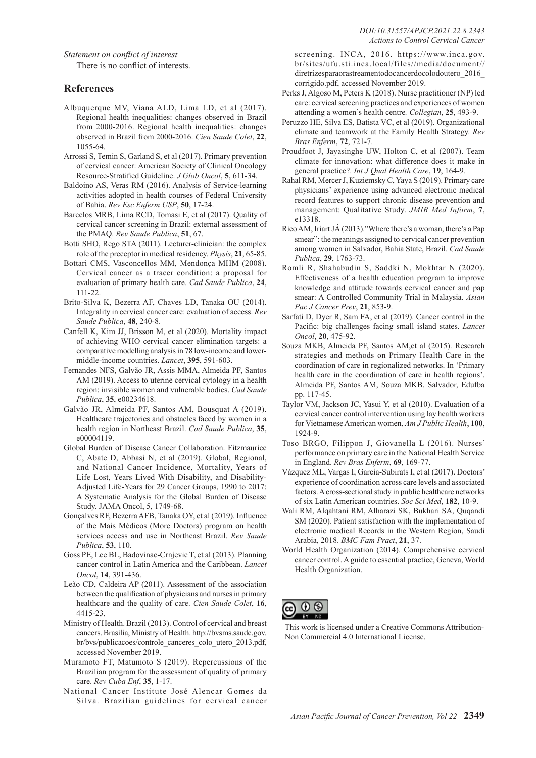*Statement on conflict of interest*

There is no conflict of interests.

## References

Albuquerque MV, Viana ALD, Lima LD, et al (2017). Regional health inequalities: changes observed in Brazil from 2000-2016. Regional health inequalities: changes observed in Brazil from 2000-2016. *Cien Saude Colet*, **22**, 1055-64.

Arrossi S, Temin S, Garland S, et al (2017). Primary prevention of cervical cancer: American Society of Clinical Oncology Resource-Stratified Guideline. *J Glob Oncol*, **5**, 611-34.

Baldoino AS, Veras RM (2016). Analysis of Service-learning activities adopted in health courses of Federal University of Bahia. *Rev Esc Enferm USP*, **50**, 17-24.

Barcelos MRB, Lima RCD, Tomasi E, et al (2017). Quality of cervical cancer screening in Brazil: external assessment of the PMAQ. *Rev Saude Publica*, **51**, 67.

Botti SHO, Rego STA (2011). Lecturer-clinician: the complex role of the preceptor in medical residency. *Physis*, **21**, 65-85.

Bottari CMS, Vasconcellos MM, Mendonça MHM (2008). Cervical cancer as a tracer condition: a proposal for evaluation of primary health care. *Cad Saude Publica*, **24**, 111-22.

Brito-Silva K, Bezerra AF, Chaves LD, Tanaka OU (2014). Integrality in cervical cancer care: evaluation of access. *Rev Saude Publica*, **48**, 240-8.

Canfell K, Kim JJ, Brisson M, et al (2020). Mortality impact of achieving WHO cervical cancer elimination targets: a comparative modelling analysis in 78 low-income and lower-middle-income countries. *Lancet*, **395**, 591-603.

Fernandes NFS, Galvão JR, Assis MMA, Almeida PF, Santos AM (2019). Access to uterine cervical cytology in a health region: invisible women and vulnerable bodies. *Cad Saude Publica*, **35**, e00234618.

Galvão JR, Almeida PF, Santos AM, Bousquat A (2019). Healthcare trajectories and obstacles faced by women in a health region in Northeast Brazil. *Cad Saude Publica*, **35**, e00004119.

Global Burden of Disease Cancer Collaboration. Fitzmaurice C, Abate D, Abbasi N, et al (2019). Global, Regional, and National Cancer Incidence, Mortality, Years of Life Lost, Years Lived With Disability, and Disability-Adjusted Life-Years for 29 Cancer Groups, 1990 to 2017: A Systematic Analysis for the Global Burden of Disease Study. JAMA Oncol, 5, 1749-68.

Gonçalves RF, Bezerra AFB, Tanaka OY, et al (2019). Influence of the Mais Médicos (More Doctors) program on health services access and use in Northeast Brazil. *Rev Saude Publica*, **53**, 110.

Goss PE, Lee BL, Badovinac-Crnjevic T, et al (2013). Planning cancer control in Latin America and the Caribbean. *Lancet Oncol*, **14**, 391-436.

Leão CD, Caldeira AP (2011). Assessment of the association between the qualification of physicians and nurses in primary healthcare and the quality of care. *Cien Saude Colet*, **16**, 4415-23.

Ministry of Health. Brazil (2013). Control of cervical and breast cancers. Brasília, Ministry of Health. http://bvsms.saude.gov.br/bvs/publicacoes/controle_canceres_colo_utero_2013.pdf, accessed November 2019.

Muramoto FT, Matumoto S (2019). Repercussions of the Brazilian program for the assessment of quality of primary care. *Rev Cuba Enf*, **35**, 1-17.

National Cancer Institute José Alencar Gomes da Silva. Brazilian guidelines for cervical cancer screening. INCA, 2016. https://www.inca.gov.br/sites/ufu.sti.inca.local/files//media/document//diretrizesparaorastreamentodocancerdocolodoutero_2016_corrigido.pdf, accessed November 2019.

Perks J, Algoso M, Peters K (2018). Nurse practitioner (NP) led care: cervical screening practices and experiences of women attending a women's health centre. *Collegian*, **25**, 493-9.

Peruzzo HE, Silva ES, Batista VC, et al (2019). Organizational climate and teamwork at the Family Health Strategy. *Rev Bras Enferm*, **72**, 721-7.

Proudfoot J, Jayasinghe UW, Holton C, et al (2007). Team climate for innovation: what difference does it make in general practice?. *Int J Qual Health Care*, **19**, 164-9.

Rahal RM, Mercer J, Kuziemsky C, Yaya S (2019). Primary care physicians' experience using advanced electronic medical record features to support chronic disease prevention and management: Qualitative Study. *JMIR Med Inform*, **7**, e13318.

Rico AM, Iriart JÁ (2013)."Where there's a woman, there's a Pap smear": the meanings assigned to cervical cancer prevention among women in Salvador, Bahia State, Brazil. *Cad Saude Publica*, **29**, 1763-73.

Romli R, Shahabudin S, Saddki N, Mokhtar N (2020). Effectiveness of a health education program to improve knowledge and attitude towards cervical cancer and pap smear: A Controlled Community Trial in Malaysia. *Asian Pac J Cancer Prev*, **21**, 853-9.

Sarfati D, Dyer R, Sam FA, et al (2019). Cancer control in the Pacific: big challenges facing small island states. *Lancet Oncol*, **20**, 475-92.

Souza MKB, Almeida PF, Santos AM,et al (2015). Research strategies and methods on Primary Health Care in the coordination of care in regionalized networks. In 'Primary health care in the coordination of care in health regions'. Almeida PF, Santos AM, Souza MKB. Salvador, Edufba pp. 117-45.

Taylor VM, Jackson JC, Yasui Y, et al (2010). Evaluation of a cervical cancer control intervention using lay health workers for Vietnamese American women. *Am J Public Health*, **100**, 1924-9.

Toso BRGO, Filippon J, Giovanella L (2016). Nurses' performance on primary care in the National Health Service in England. *Rev Bras Enferm*, **69**, 169-77.

Vázquez ML, Vargas I, Garcia-Subirats I, et al (2017). Doctors' experience of coordination across care levels and associated factors. A cross-sectional study in public healthcare networks of six Latin American countries. *Soc Sci Med*, **182**, 10-9.

Wali RM, Alqahtani RM, Alharazi SK, Bukhari SA, Quqandi SM (2020). Patient satisfaction with the implementation of electronic medical Records in the Western Region, Saudi Arabia, 2018. *BMC Fam Pract*, **21**, 37.

World Health Organization (2014). Comprehensive cervical cancer control. A guide to essential practice, Geneva, World Health Organization.

This work is licensed under a Creative Commons Attribution-Non Commercial 4.0 International License.